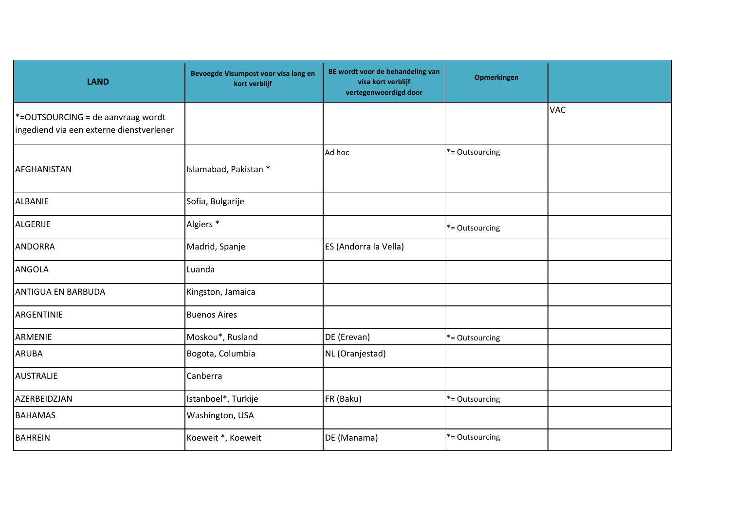| LAND | Bevoegde Visumpost voor visa lang en kort verblijf | BE wordt voor de behandeling van visa kort verblijf vertegenwoordigd door | Opmerkingen | |
|---|---|---|---|---|
| *=OUTSOURCING = de aanvraag wordt ingediend via een externe dienstverlener | | | | VAC |
| AFGHANISTAN | Islamabad, Pakistan * | Ad hoc | *= Outsourcing | |
| ALBANIE | Sofia, Bulgarije | | | |
| ALGERIJE | Algiers * | | *= Outsourcing | |
| ANDORRA | Madrid, Spanje | ES (Andorra la Vella) | | |
| ANGOLA | Luanda | | | |
| ANTIGUA EN BARBUDA | Kingston, Jamaica | | | |
| ARGENTINIE | Buenos Aires | | | |
| ARMENIE | Moskou*, Rusland | DE (Erevan) | *= Outsourcing | |
| ARUBA | Bogota, Columbia | NL (Oranjestad) | | |
| AUSTRALIE | Canberra | | | |
| AZERBEIDZJAN | Istanboel*, Turkije | FR (Baku) | *= Outsourcing | |
| BAHAMAS | Washington, USA | | | |
| BAHREIN | Koeweit *, Koeweit | DE (Manama) | *= Outsourcing | |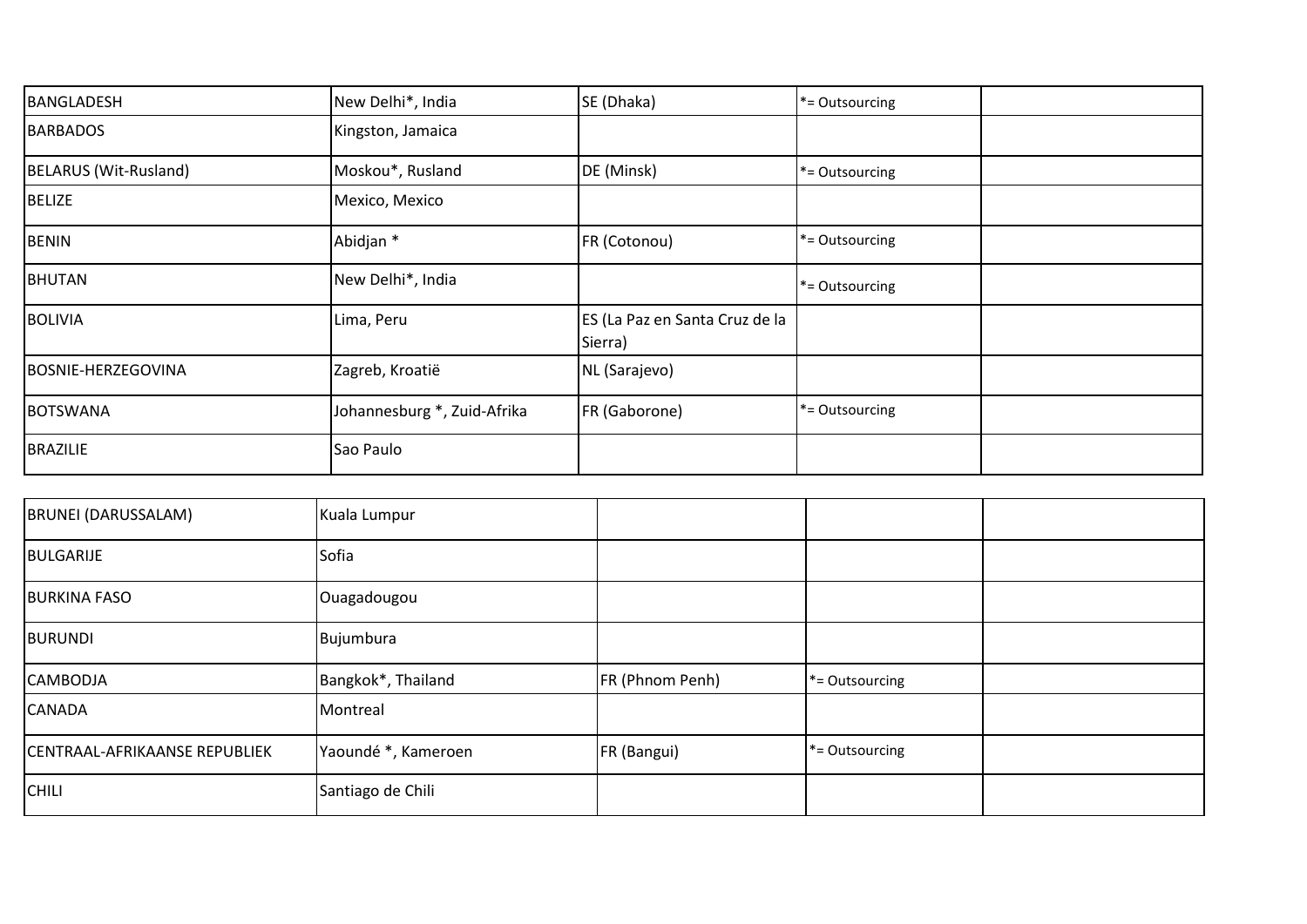| | | | | |
|---|---|---|---|---|
| BANGLADESH | New Delhi*, India | SE (Dhaka) | *= Outsourcing | |
| BARBADOS | Kingston, Jamaica | | | |
| BELARUS (Wit-Rusland) | Moskou*, Rusland | DE (Minsk) | *= Outsourcing | |
| BELIZE | Mexico, Mexico | | | |
| BENIN | Abidjan * | FR (Cotonou) | *= Outsourcing | |
| BHUTAN | New Delhi*, India | | *= Outsourcing | |
| BOLIVIA | Lima, Peru | ES (La Paz en Santa Cruz de la Sierra) | | |
| BOSNIE-HERZEGOVINA | Zagreb, Kroatië | NL (Sarajevo) | | |
| BOTSWANA | Johannesburg *, Zuid-Afrika | FR (Gaborone) | *= Outsourcing | |
| BRAZILIE | Sao Paulo | | | |
| BRUNEI (DARUSSALAM) | Kuala Lumpur | | | |
| BULGARIJE | Sofia | | | |
| BURKINA FASO | Ouagadougou | | | |
| BURUNDI | Bujumbura | | | |
| CAMBODJA | Bangkok*, Thailand | FR (Phnom Penh) | *= Outsourcing | |
| CANADA | Montreal | | | |
| CENTRAAL-AFRIKAANSE REPUBLIEK | Yaoundé *, Kameroen | FR (Bangui) | *= Outsourcing | |
| CHILI | Santiago de Chili | | | |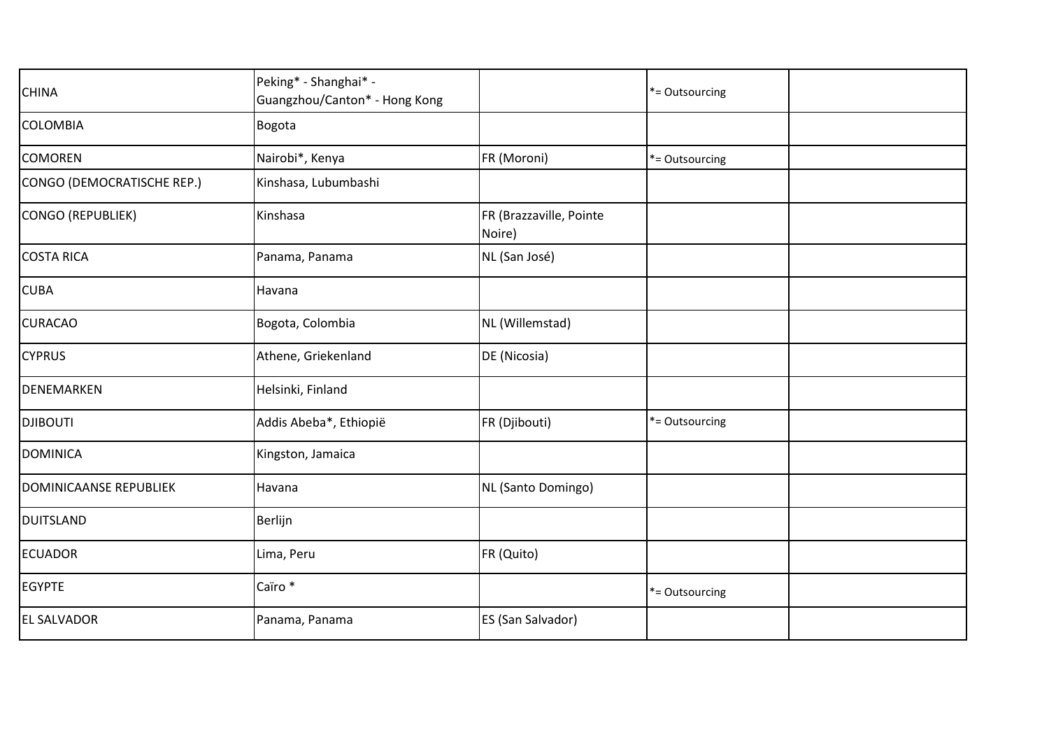| | | | | |
|---|---|---|---|---|
| CHINA | Peking* - Shanghai* - Guangzhou/Canton* - Hong Kong | | *= Outsourcing | |
| COLOMBIA | Bogota | | | |
| COMOREN | Nairobi*, Kenya | FR (Moroni) | *= Outsourcing | |
| CONGO (DEMOCRATISCHE REP.) | Kinshasa, Lubumbashi | | | |
| CONGO (REPUBLIEK) | Kinshasa | FR (Brazzaville, Pointe Noire) | | |
| COSTA RICA | Panama, Panama | NL (San José) | | |
| CUBA | Havana | | | |
| CURACAO | Bogota, Colombia | NL (Willemstad) | | |
| CYPRUS | Athene, Griekenland | DE (Nicosia) | | |
| DENEMARKEN | Helsinki, Finland | | | |
| DJIBOUTI | Addis Abeba*, Ethiopië | FR (Djibouti) | *= Outsourcing | |
| DOMINICA | Kingston, Jamaica | | | |
| DOMINICAANSE REPUBLIEK | Havana | NL (Santo Domingo) | | |
| DUITSLAND | Berlijn | | | |
| ECUADOR | Lima, Peru | FR (Quito) | | |
| EGYPTE | Caïro * | | *= Outsourcing | |
| EL SALVADOR | Panama, Panama | ES (San Salvador) | | |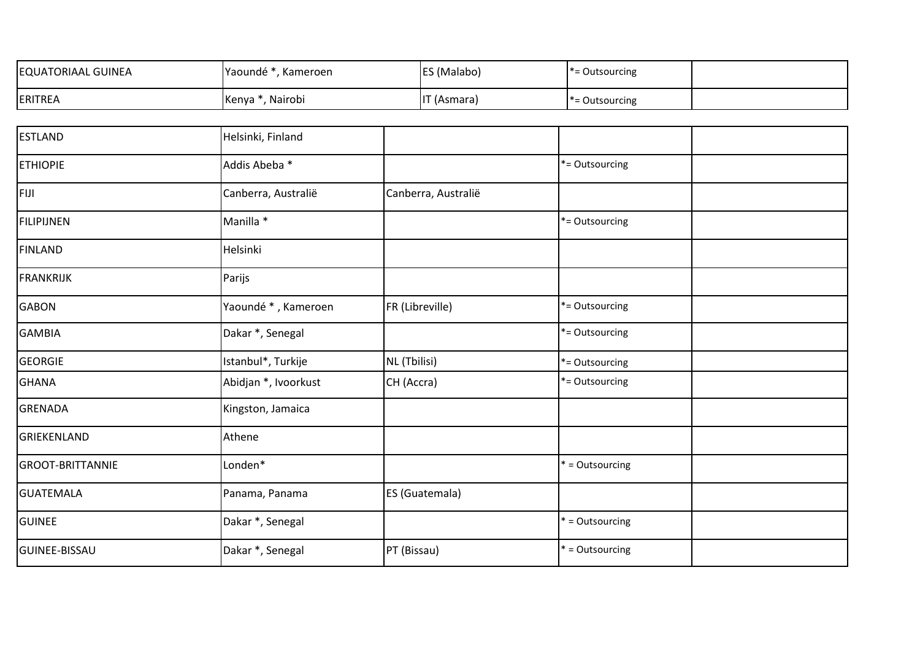| | | | | |
|---|---|---|---|---|
| EQUATORIAAL GUINEA | Yaoundé *, Kameroen | ES (Malabo) | *= Outsourcing | |
| ERITREA | Kenya *, Nairobi | IT (Asmara) | *= Outsourcing | |
| ESTLAND | Helsinki, Finland | | | |
| ETHIOPIE | Addis Abeba * | | *= Outsourcing | |
| FIJI | Canberra, Australië | Canberra, Australië | | |
| FILIPIJNEN | Manilla * | | *= Outsourcing | |
| FINLAND | Helsinki | | | |
| FRANKRIJK | Parijs | | | |
| GABON | Yaoundé * , Kameroen | FR (Libreville) | *= Outsourcing | |
| GAMBIA | Dakar *, Senegal | | *= Outsourcing | |
| GEORGIE | Istanbul*, Turkije | NL (Tbilisi) | *= Outsourcing | |
| GHANA | Abidjan *, Ivoorkust | CH (Accra) | *= Outsourcing | |
| GRENADA | Kingston, Jamaica | | | |
| GRIEKENLAND | Athene | | | |
| GROOT-BRITTANNIE | Londen* | | * = Outsourcing | |
| GUATEMALA | Panama, Panama | ES (Guatemala) | | |
| GUINEE | Dakar *, Senegal | | * = Outsourcing | |
| GUINEE-BISSAU | Dakar *, Senegal | PT (Bissau) | * = Outsourcing | |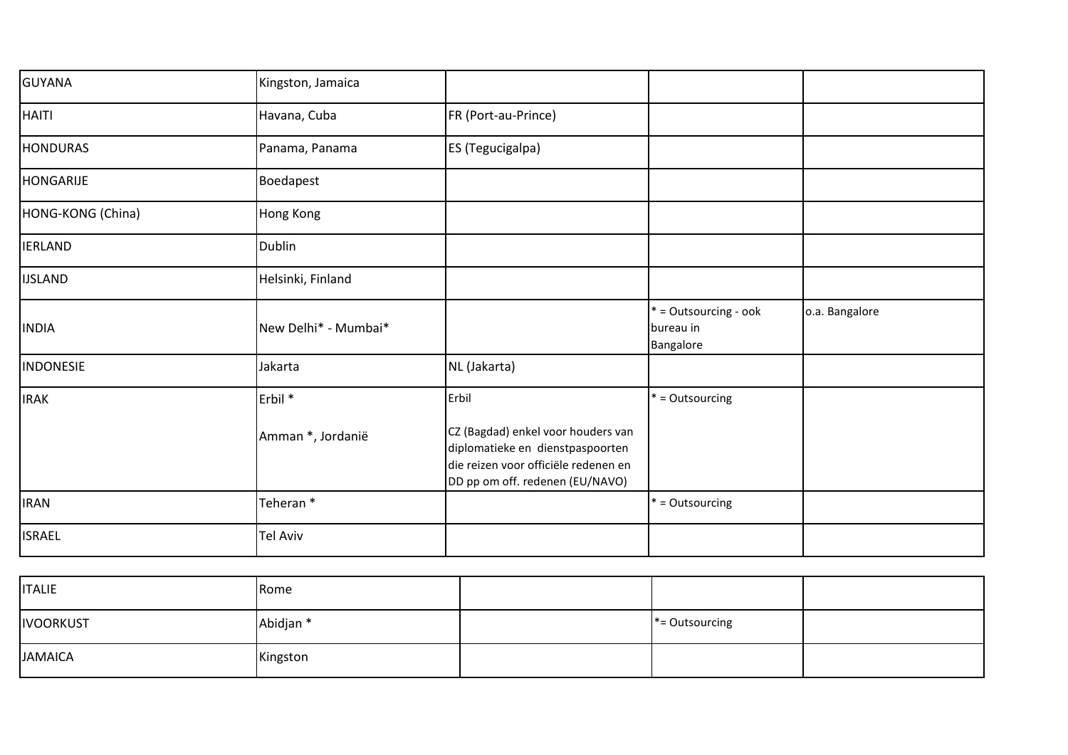| | | | | |
|---|---|---|---|---|
| GUYANA | Kingston, Jamaica | | | |
| HAITI | Havana, Cuba | FR (Port-au-Prince) | | |
| HONDURAS | Panama, Panama | ES (Tegucigalpa) | | |
| HONGARIJE | Boedapest | | | |
| HONG-KONG (China) | Hong Kong | | | |
| IERLAND | Dublin | | | |
| IJSLAND | Helsinki, Finland | | | |
| INDIA | New Delhi* - Mumbai* | | * = Outsourcing - ook bureau in Bangalore | o.a. Bangalore |
| INDONESIE | Jakarta | NL (Jakarta) | | |
| IRAK | Erbil *<br><br>Amman *, Jordanië | Erbil<br><br>CZ (Bagdad) enkel voor houders van diplomatieke en dienstpaspoorten die reizen voor officiële redenen en DD pp om off. redenen (EU/NAVO) | * = Outsourcing | |
| IRAN | Teheran * | | * = Outsourcing | |
| ISRAEL | Tel Aviv | | | |
| ITALIE | Rome | | | |
| IVOORKUST | Abidjan * | | *= Outsourcing | |
| JAMAICA | Kingston | | | |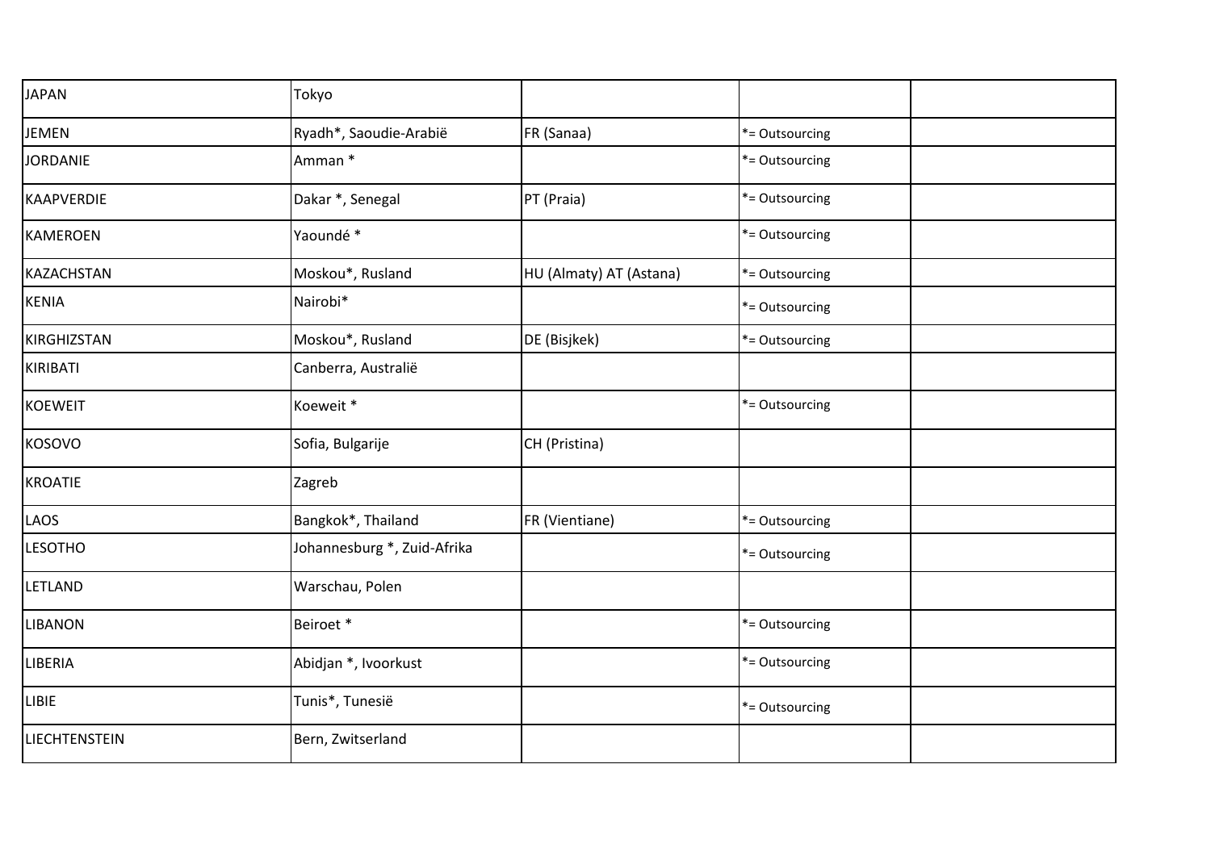| | | | | |
|---|---|---|---|---|
| JAPAN | Tokyo | | | |
| JEMEN | Ryadh*, Saoudie-Arabië | FR (Sanaa) | *= Outsourcing | |
| JORDANIE | Amman * | | *= Outsourcing | |
| KAAPVERDIE | Dakar *, Senegal | PT (Praia) | *= Outsourcing | |
| KAMEROEN | Yaoundé * | | *= Outsourcing | |
| KAZACHSTAN | Moskou*, Rusland | HU (Almaty) AT (Astana) | *= Outsourcing | |
| KENIA | Nairobi* | | *= Outsourcing | |
| KIRGHIZSTAN | Moskou*, Rusland | DE (Bisjkek) | *= Outsourcing | |
| KIRIBATI | Canberra, Australië | | | |
| KOEWEIT | Koeweit * | | *= Outsourcing | |
| KOSOVO | Sofia, Bulgarije | CH (Pristina) | | |
| KROATIE | Zagreb | | | |
| LAOS | Bangkok*, Thailand | FR (Vientiane) | *= Outsourcing | |
| LESOTHO | Johannesburg *, Zuid-Afrika | | *= Outsourcing | |
| LETLAND | Warschau, Polen | | | |
| LIBANON | Beiroet * | | *= Outsourcing | |
| LIBERIA | Abidjan *, Ivoorkust | | *= Outsourcing | |
| LIBIE | Tunis*, Tunesië | | *= Outsourcing | |
| LIECHTENSTEIN | Bern, Zwitserland | | | |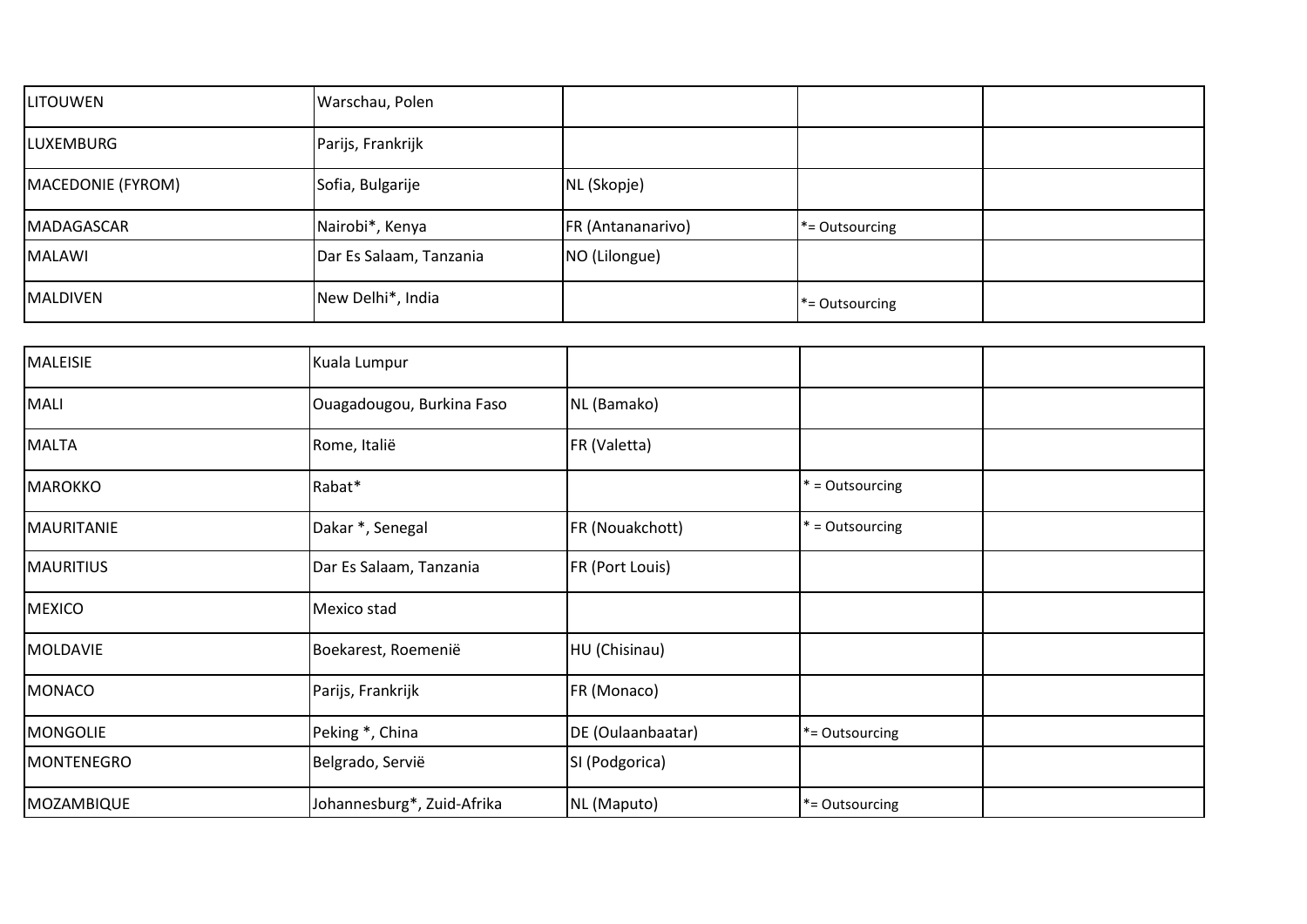| | | | | |
|---|---|---|---|---|
| LITOUWEN | Warschau, Polen | | | |
| LUXEMBURG | Parijs, Frankrijk | | | |
| MACEDONIE (FYROM) | Sofia, Bulgarije | NL (Skopje) | | |
| MADAGASCAR | Nairobi*, Kenya | FR (Antananarivo) | *= Outsourcing | |
| MALAWI | Dar Es Salaam, Tanzania | NO (Lilongue) | | |
| MALDIVEN | New Delhi*, India | | *= Outsourcing | |

| | | | | |
|---|---|---|---|---|
| MALEISIE | Kuala Lumpur | | | |
| MALI | Ouagadougou, Burkina Faso | NL (Bamako) | | |
| MALTA | Rome, Italië | FR (Valetta) | | |
| MAROKKO | Rabat* | | * = Outsourcing | |
| MAURITANIE | Dakar *, Senegal | FR (Nouakchott) | * = Outsourcing | |
| MAURITIUS | Dar Es Salaam, Tanzania | FR (Port Louis) | | |
| MEXICO | Mexico stad | | | |
| MOLDAVIE | Boekarest, Roemenië | HU (Chisinau) | | |
| MONACO | Parijs, Frankrijk | FR (Monaco) | | |
| MONGOLIE | Peking *, China | DE (Oulaanbaatar) | *= Outsourcing | |
| MONTENEGRO | Belgrado, Servië | SI (Podgorica) | | |
| MOZAMBIQUE | Johannesburg*, Zuid-Afrika | NL (Maputo) | *= Outsourcing | |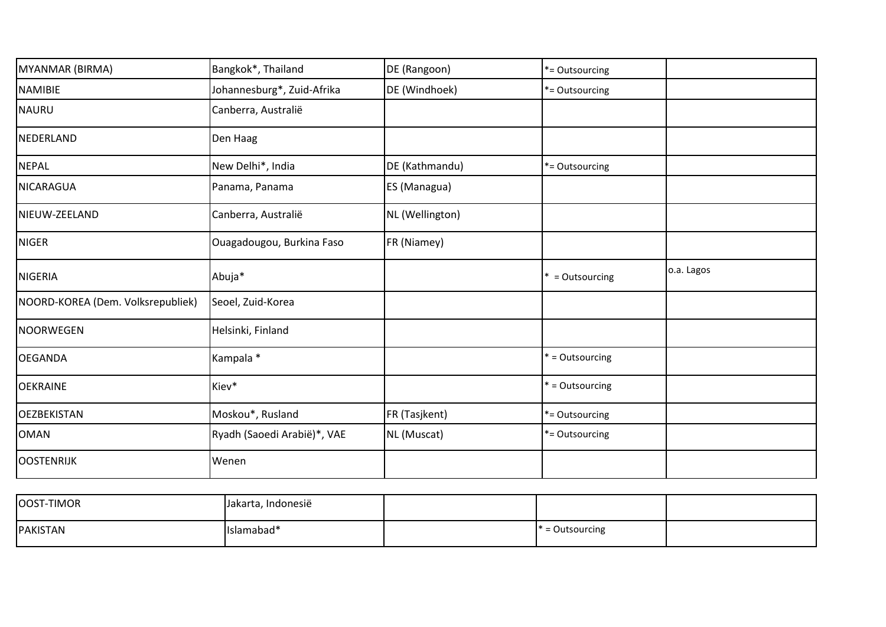| | | | | |
|---|---|---|---|---|
| MYANMAR (BIRMA) | Bangkok*, Thailand | DE (Rangoon) | *= Outsourcing | |
| NAMIBIE | Johannesburg*, Zuid-Afrika | DE (Windhoek) | *= Outsourcing | |
| NAURU | Canberra, Australië | | | |
| NEDERLAND | Den Haag | | | |
| NEPAL | New Delhi*, India | DE (Kathmandu) | *= Outsourcing | |
| NICARAGUA | Panama, Panama | ES (Managua) | | |
| NIEUW-ZEELAND | Canberra, Australië | NL (Wellington) | | |
| NIGER | Ouagadougou, Burkina Faso | FR (Niamey) | | |
| NIGERIA | Abuja* | | * = Outsourcing | o.a. Lagos |
| NOORD-KOREA (Dem. Volksrepubliek) | Seoel, Zuid-Korea | | | |
| NOORWEGEN | Helsinki, Finland | | | |
| OEGANDA | Kampala * | | * = Outsourcing | |
| OEKRAINE | Kiev* | | * = Outsourcing | |
| OEZBEKISTAN | Moskou*, Rusland | FR (Tasjkent) | *= Outsourcing | |
| OMAN | Ryadh (Saoedi Arabië)*, VAE | NL (Muscat) | *= Outsourcing | |
| OOSTENRIJK | Wenen | | | |
| OOST-TIMOR | Jakarta, Indonesië | | | |
| PAKISTAN | Islamabad* | | * = Outsourcing | |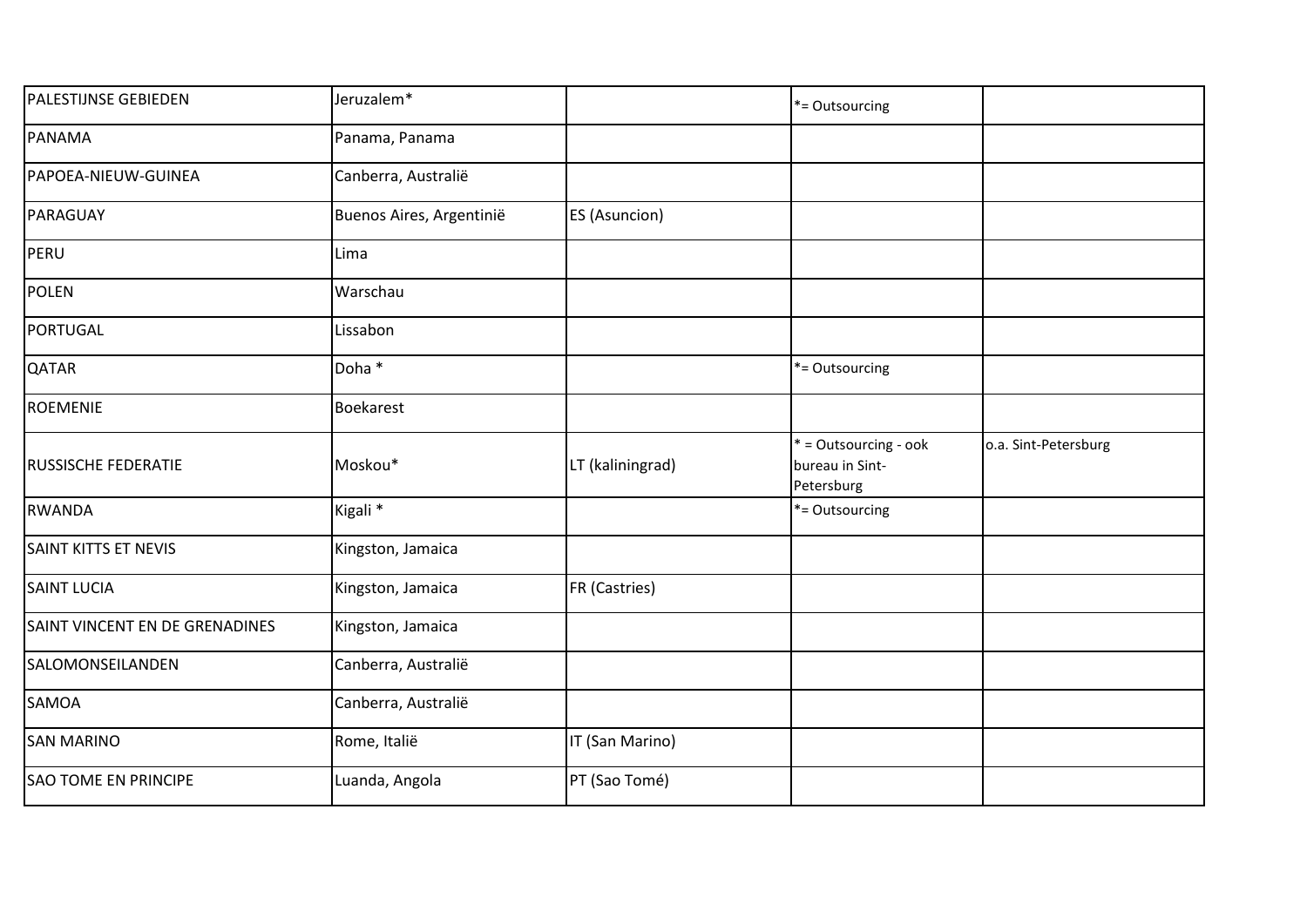| | | | | |
|---|---|---|---|---|
| PALESTIJNSE GEBIEDEN | Jeruzalem* | | *= Outsourcing | |
| PANAMA | Panama, Panama | | | |
| PAPOEA-NIEUW-GUINEA | Canberra, Australië | | | |
| PARAGUAY | Buenos Aires, Argentinië | ES (Asuncion) | | |
| PERU | Lima | | | |
| POLEN | Warschau | | | |
| PORTUGAL | Lissabon | | | |
| QATAR | Doha * | | *= Outsourcing | |
| ROEMENIE | Boekarest | | | |
| RUSSISCHE FEDERATIE | Moskou* | LT (kaliningrad) | * = Outsourcing - ook bureau in Sint-Petersburg | o.a. Sint-Petersburg |
| RWANDA | Kigali * | | *= Outsourcing | |
| SAINT KITTS ET NEVIS | Kingston, Jamaica | | | |
| SAINT LUCIA | Kingston, Jamaica | FR (Castries) | | |
| SAINT VINCENT EN DE GRENADINES | Kingston, Jamaica | | | |
| SALOMONSEILANDEN | Canberra, Australië | | | |
| SAMOA | Canberra, Australië | | | |
| SAN MARINO | Rome, Italië | IT (San Marino) | | |
| SAO TOME EN PRINCIPE | Luanda, Angola | PT (Sao Tomé) | | |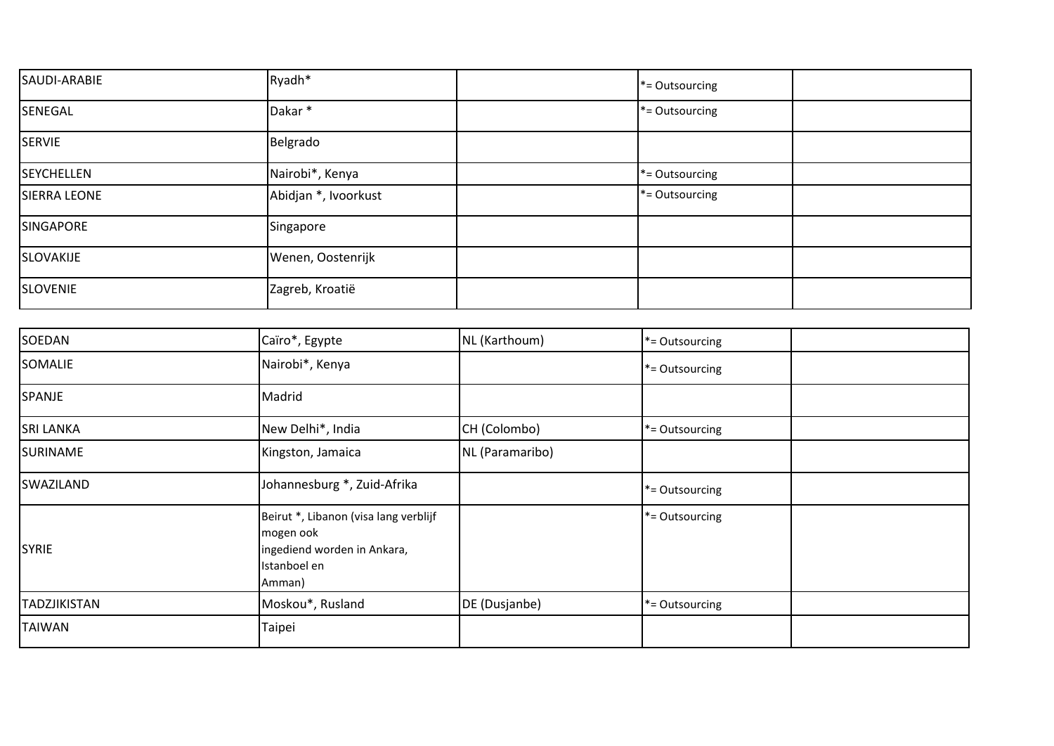| | | | | |
|---|---|---|---|---|
| SAUDI-ARABIE | Ryadh* | | *= Outsourcing | |
| SENEGAL | Dakar * | | *= Outsourcing | |
| SERVIE | Belgrado | | | |
| SEYCHELLEN | Nairobi*, Kenya | | *= Outsourcing | |
| SIERRA LEONE | Abidjan *, Ivoorkust | | *= Outsourcing | |
| SINGAPORE | Singapore | | | |
| SLOVAKIJE | Wenen, Oostenrijk | | | |
| SLOVENIE | Zagreb, Kroatië | | | |
| SOEDAN | Caïro*, Egypte | NL (Karthoum) | *= Outsourcing | |
| SOMALIE | Nairobi*, Kenya | | *= Outsourcing | |
| SPANJE | Madrid | | | |
| SRI LANKA | New Delhi*, India | CH (Colombo) | *= Outsourcing | |
| SURINAME | Kingston, Jamaica | NL (Paramaribo) | | |
| SWAZILAND | Johannesburg *, Zuid-Afrika | | *= Outsourcing | |
| SYRIE | Beirut *, Libanon (visa lang verblijf mogen ook ingediend worden in Ankara, Istanboel en Amman) | | *= Outsourcing | |
| TADZJIKISTAN | Moskou*, Rusland | DE (Dusjanbe) | *= Outsourcing | |
| TAIWAN | Taipei | | | |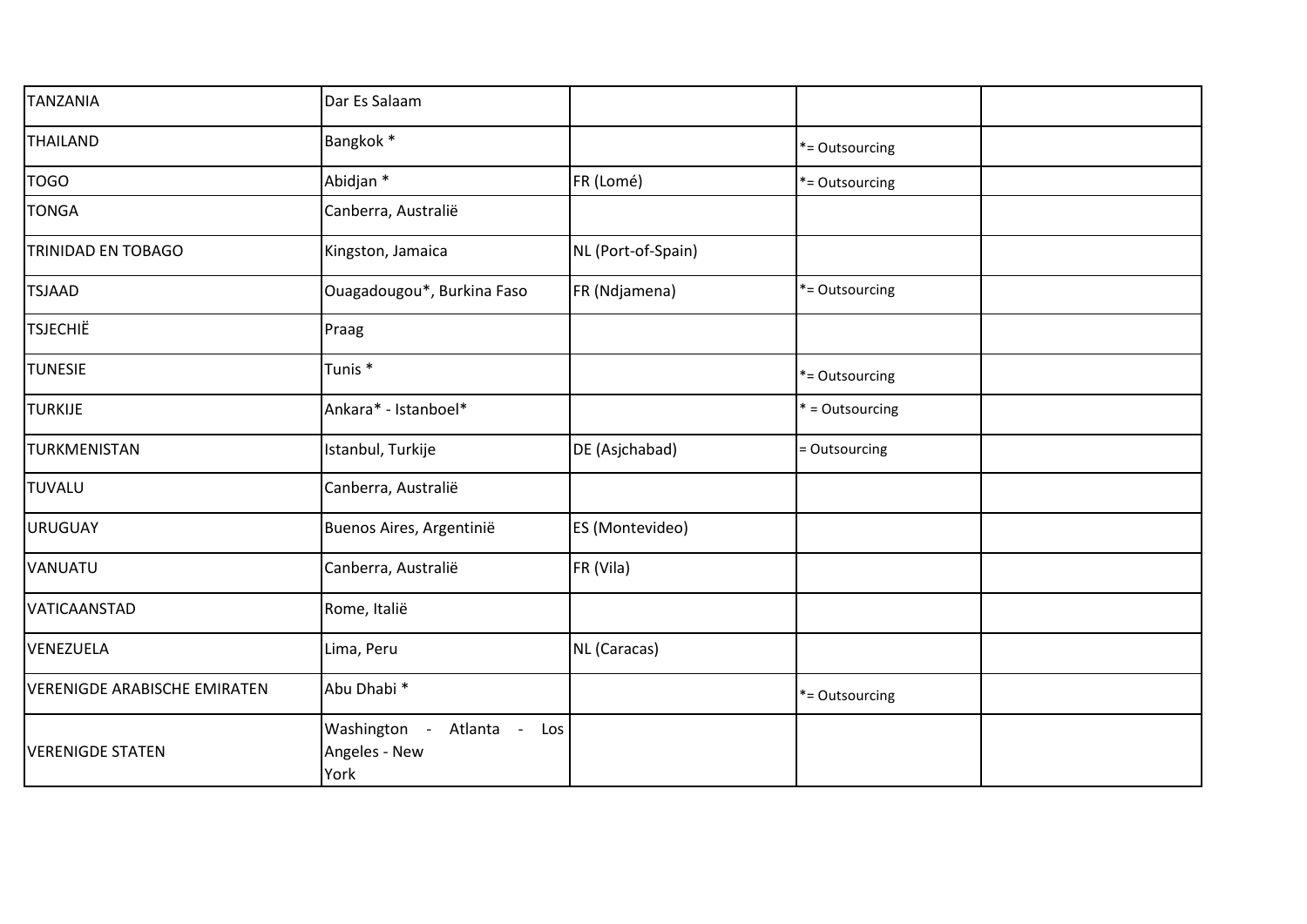| | | | | |
|---|---|---|---|---|
| TANZANIA | Dar Es Salaam | | | |
| THAILAND | Bangkok * | | *= Outsourcing | |
| TOGO | Abidjan * | FR (Lomé) | *= Outsourcing | |
| TONGA | Canberra, Australië | | | |
| TRINIDAD EN TOBAGO | Kingston, Jamaica | NL (Port-of-Spain) | | |
| TSJAAD | Ouagadougou*, Burkina Faso | FR (Ndjamena) | *= Outsourcing | |
| TSJECHIË | Praag | | | |
| TUNESIE | Tunis * | | *= Outsourcing | |
| TURKIJE | Ankara* - Istanboel* | | * = Outsourcing | |
| TURKMENISTAN | Istanbul, Turkije | DE (Asjchabad) | = Outsourcing | |
| TUVALU | Canberra, Australië | | | |
| URUGUAY | Buenos Aires, Argentinië | ES (Montevideo) | | |
| VANUATU | Canberra, Australië | FR (Vila) | | |
| VATICAANSTAD | Rome, Italië | | | |
| VENEZUELA | Lima, Peru | NL (Caracas) | | |
| VERENIGDE ARABISCHE EMIRATEN | Abu Dhabi * | | *= Outsourcing | |
| VERENIGDE STATEN | Washington - Atlanta - Los Angeles - New York | | | |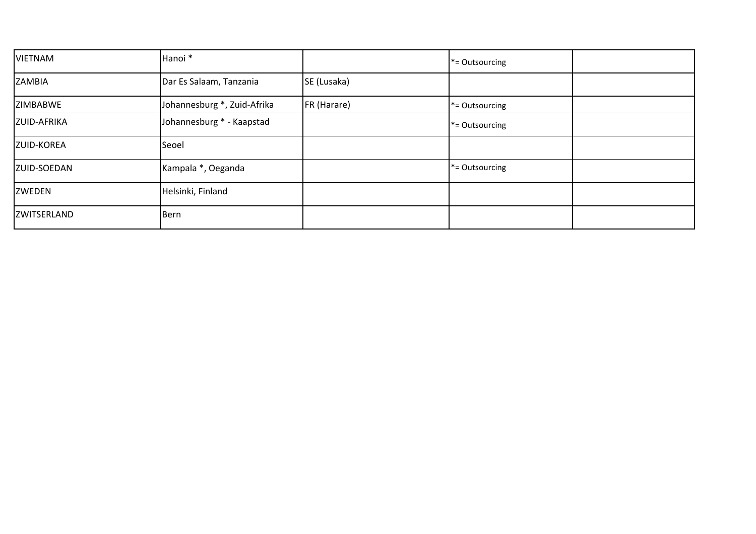| | | | | |
|---|---|---|---|---|
| VIETNAM | Hanoi * | | *= Outsourcing | |
| ZAMBIA | Dar Es Salaam, Tanzania | SE (Lusaka) | | |
| ZIMBABWE | Johannesburg *, Zuid-Afrika | FR (Harare) | *= Outsourcing | |
| ZUID-AFRIKA | Johannesburg * - Kaapstad | | *= Outsourcing | |
| ZUID-KOREA | Seoel | | | |
| ZUID-SOEDAN | Kampala *, Oeganda | | *= Outsourcing | |
| ZWEDEN | Helsinki, Finland | | | |
| ZWITSERLAND | Bern | | | |